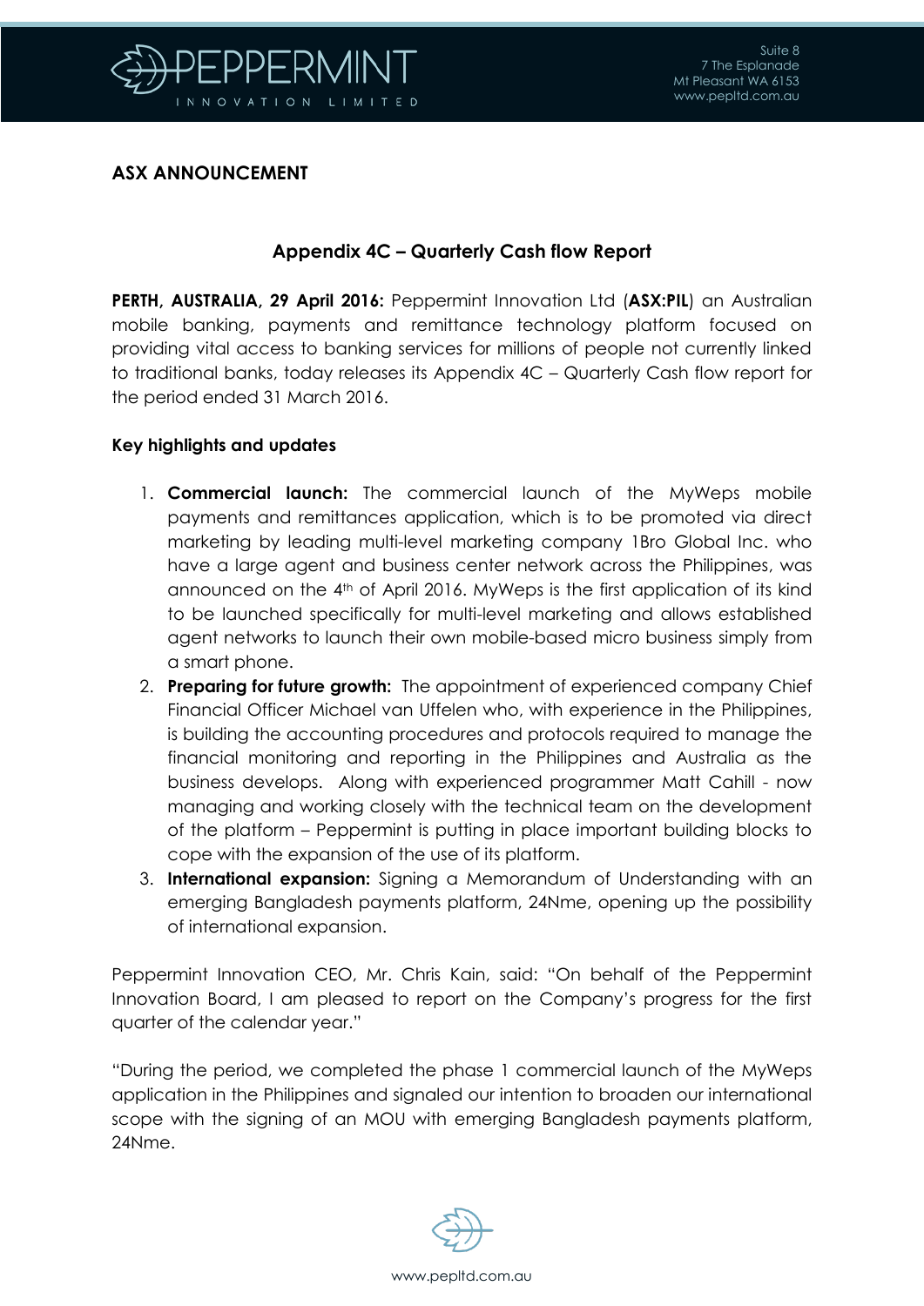## ASX ANNOUNCEMENT

### Appendix 4C – Quarterly Cash flow Report

**PERTH, AUSTRALIA, 29 April 2016:** Peppermint Innovation Ltd (**ASX:PIL**) an Australian mobile banking, payments and remittance technology platform focused on providing vital access to banking services for millions of people not currently linked to traditional banks, today releases its Appendix 4C – Quarterly Cash flow report for the period ended 31 March 2016.

**Key highlights and updates**

1. **Commercial launch:** The commercial launch of the MyWeps mobile payments and remittances application, which is to be promoted via direct marketing by leading multi-level marketing company 1Bro Global Inc. who have a large agent and business center network across the Philippines, was announced on the 4th of April 2016. MyWeps is the first application of its kind to be launched specifically for multi-level marketing and allows established agent networks to launch their own mobile-based micro business simply from a smart phone.
2. **Preparing for future growth:** The appointment of experienced company Chief Financial Officer Michael van Uffelen who, with experience in the Philippines, is building the accounting procedures and protocols required to manage the financial monitoring and reporting in the Philippines and Australia as the business develops. Along with experienced programmer Matt Cahill - now managing and working closely with the technical team on the development of the platform – Peppermint is putting in place important building blocks to cope with the expansion of the use of its platform.
3. **International expansion:** Signing a Memorandum of Understanding with an emerging Bangladesh payments platform, 24Nme, opening up the possibility of international expansion.

Peppermint Innovation CEO, Mr. Chris Kain, said: "On behalf of the Peppermint Innovation Board, I am pleased to report on the Company's progress for the first quarter of the calendar year."

"During the period, we completed the phase 1 commercial launch of the MyWeps application in the Philippines and signaled our intention to broaden our international scope with the signing of an MOU with emerging Bangladesh payments platform, 24Nme.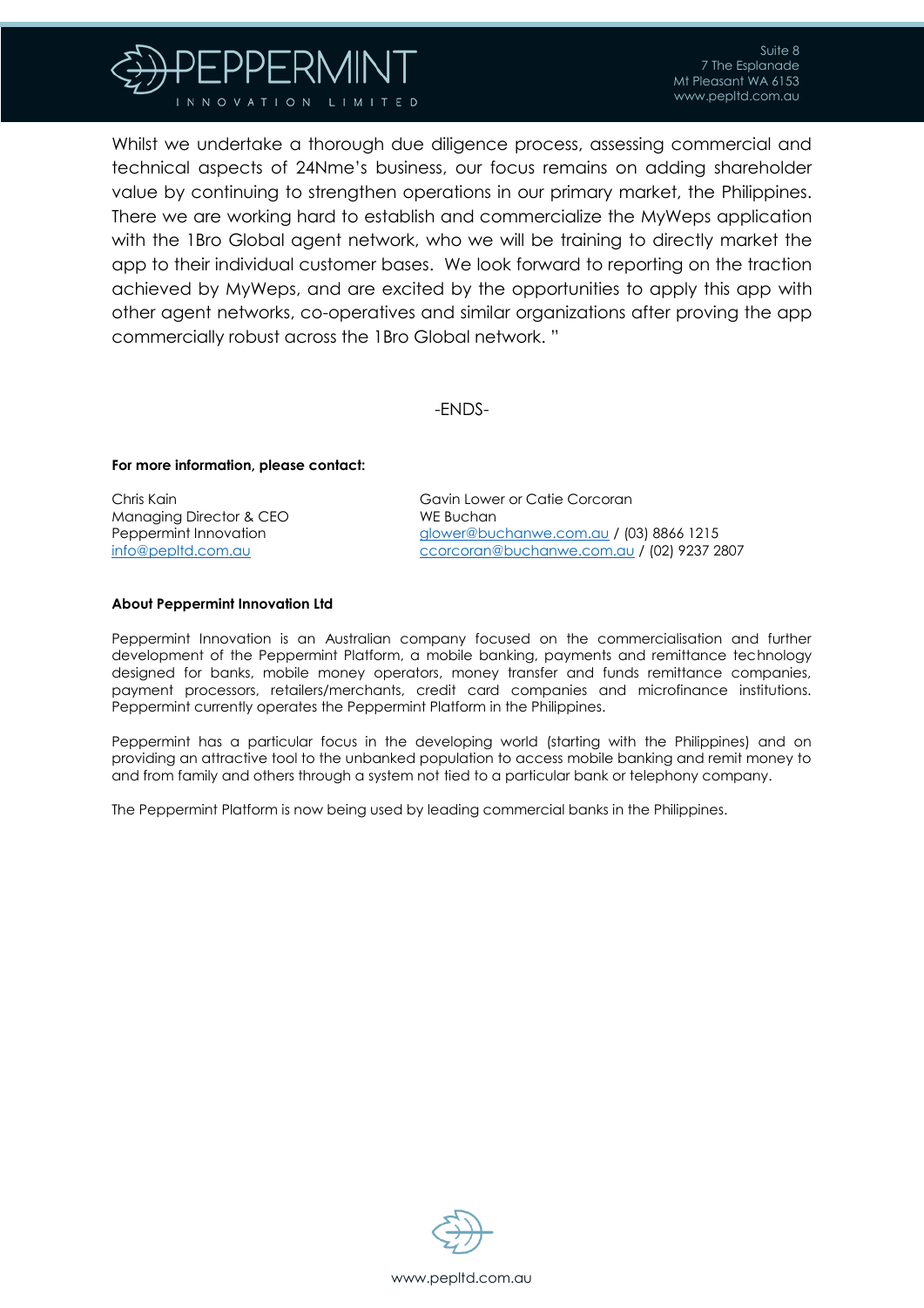Whilst we undertake a thorough due diligence process, assessing commercial and technical aspects of 24Nme's business, our focus remains on adding shareholder value by continuing to strengthen operations in our primary market, the Philippines. There we are working hard to establish and commercialize the MyWeps application with the 1Bro Global agent network, who we will be training to directly market the app to their individual customer bases. We look forward to reporting on the traction achieved by MyWeps, and are excited by the opportunities to apply this app with other agent networks, co-operatives and similar organizations after proving the app commercially robust across the 1Bro Global network. "

-ENDS-

**For more information, please contact:**

Chris Kain
Managing Director & CEO
Peppermint Innovation
info@pepltd.com.au

Gavin Lower or Catie Corcoran
WE Buchan
glower@buchanwe.com.au / (03) 8866 1215
ccorcoran@buchanwe.com.au / (02) 9237 2807

**About Peppermint Innovation Ltd**

Peppermint Innovation is an Australian company focused on the commercialisation and further development of the Peppermint Platform, a mobile banking, payments and remittance technology designed for banks, mobile money operators, money transfer and funds remittance companies, payment processors, retailers/merchants, credit card companies and microfinance institutions. Peppermint currently operates the Peppermint Platform in the Philippines.

Peppermint has a particular focus in the developing world (starting with the Philippines) and on providing an attractive tool to the unbanked population to access mobile banking and remit money to and from family and others through a system not tied to a particular bank or telephony company.

The Peppermint Platform is now being used by leading commercial banks in the Philippines.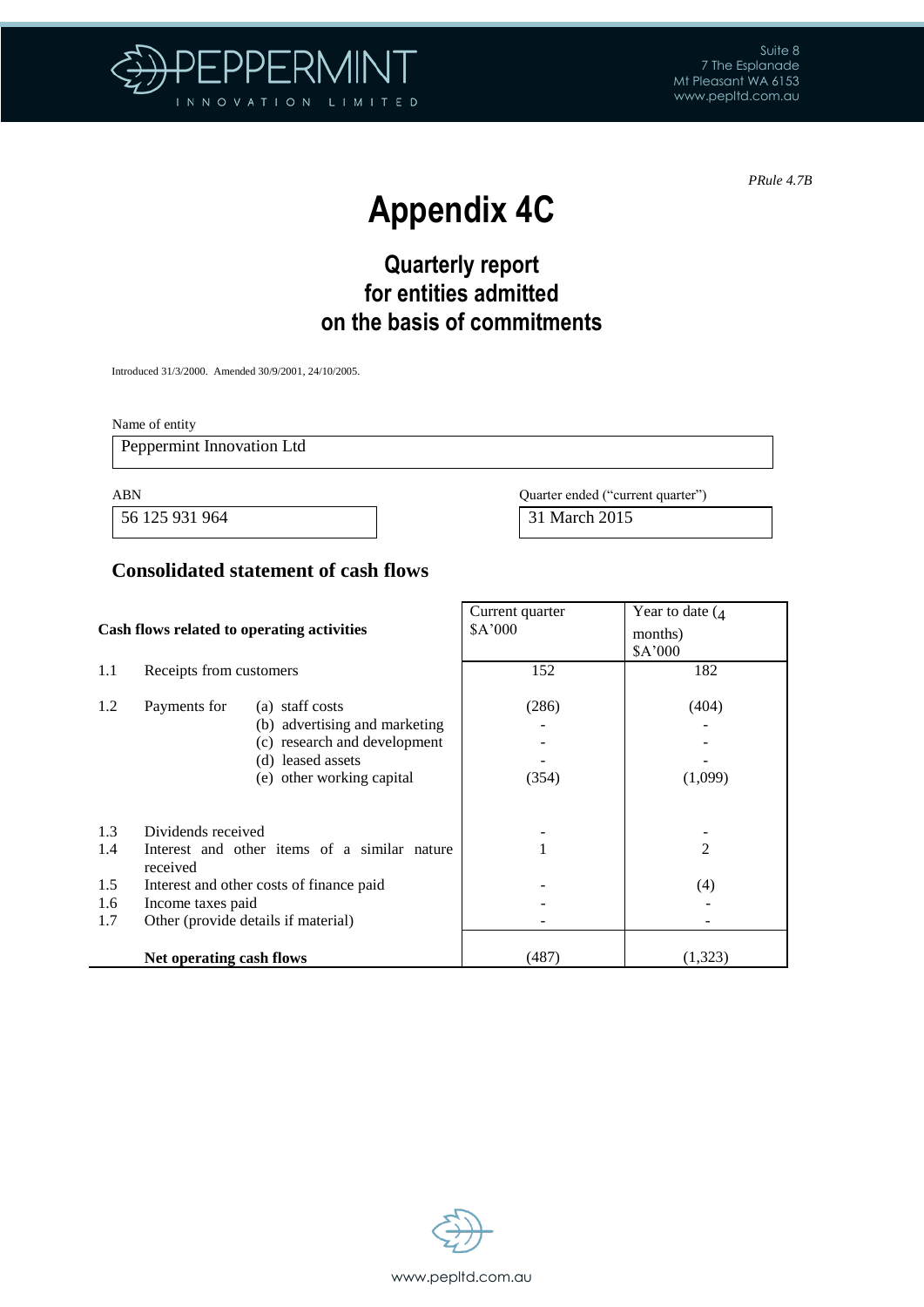*PRule 4.7B*

# Appendix 4C

## Quarterly report for entities admitted on the basis of commitments

Introduced 31/3/2000. Amended 30/9/2001, 24/10/2005.

Name of entity

| Peppermint Innovation Ltd |
|---|

| ABN | Quarter ended ("current quarter") |
|---|---|
| 56 125 931 964 | 31 March 2015 |

### Consolidated statement of cash flows

| | Cash flows related to operating activities | | Current quarter $A'000 | Year to date (4 months) $A'000 |
|---|---|---|---|---|
| 1.1 | Receipts from customers | | 152 | 182 |
| 1.2 | Payments for | (a) staff costs | (286) | (404) |
| | | (b) advertising and marketing | - | - |
| | | (c) research and development | - | - |
| | | (d) leased assets | - | - |
| | | (e) other working capital | (354) | (1,099) |
| 1.3 | Dividends received | | - | - |
| 1.4 | Interest and other items of a similar nature received | | 1 | 2 |
| 1.5 | Interest and other costs of finance paid | | - | (4) |
| 1.6 | Income taxes paid | | - | - |
| 1.7 | Other (provide details if material) | | - | - |
| | **Net operating cash flows** | | (487) | (1,323) |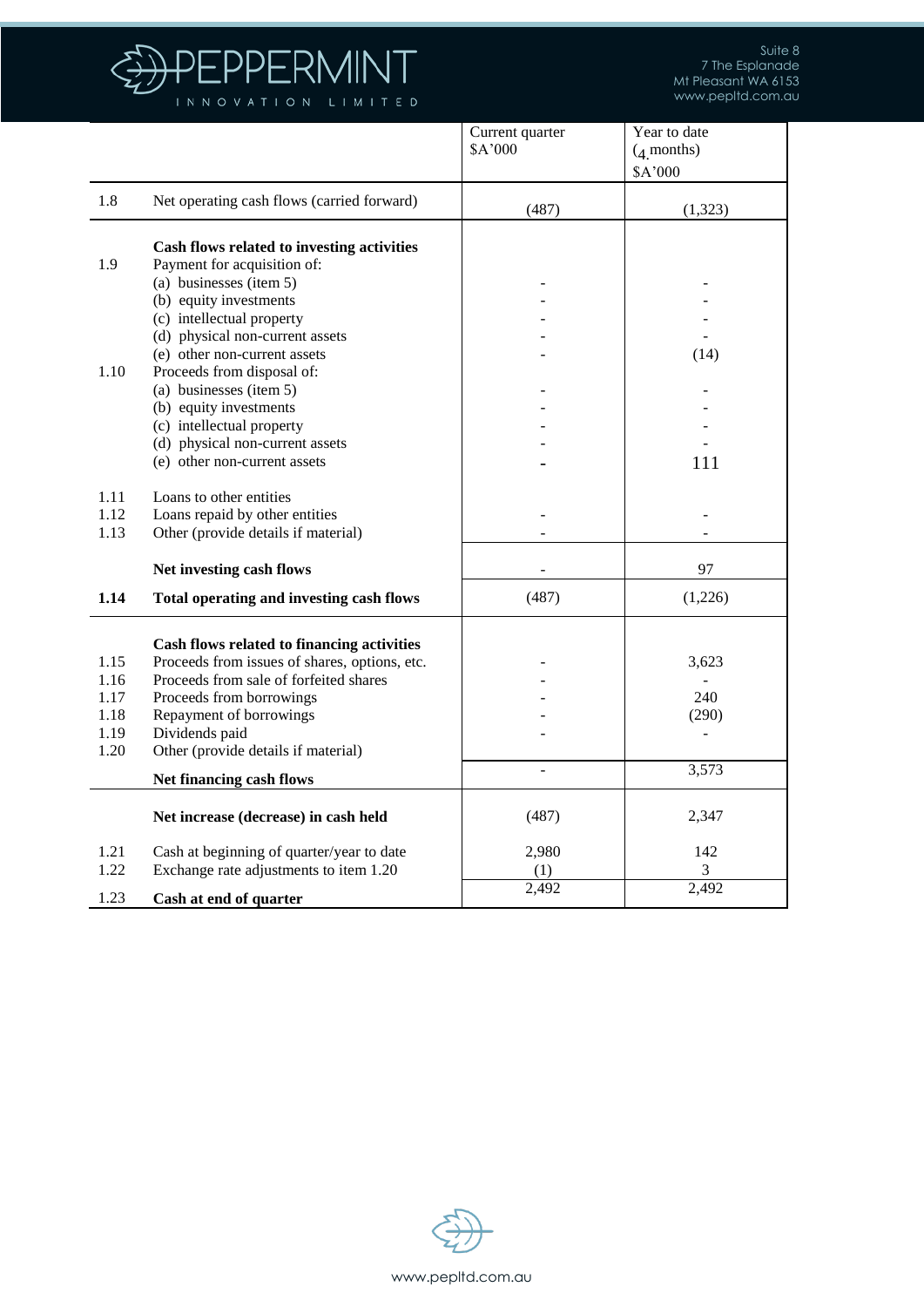| | | Current quarter $A'000 | Year to date (4 months) $A'000 |
|---|---|---|---|
| 1.8 | Net operating cash flows (carried forward) | (487) | (1,323) |
| | **Cash flows related to investing activities** | | |
| 1.9 | Payment for acquisition of: | | |
| | (a) businesses (item 5) | - | - |
| | (b) equity investments | - | - |
| | (c) intellectual property | - | - |
| | (d) physical non-current assets | - | - |
| | (e) other non-current assets | - | (14) |
| 1.10 | Proceeds from disposal of: | | |
| | (a) businesses (item 5) | - | - |
| | (b) equity investments | - | - |
| | (c) intellectual property | - | - |
| | (d) physical non-current assets | - | - |
| | (e) other non-current assets | - | 111 |
| 1.11 | Loans to other entities | | |
| 1.12 | Loans repaid by other entities | - | - |
| 1.13 | Other (provide details if material) | - | - |
| | **Net investing cash flows** | - | 97 |
| **1.14** | **Total operating and investing cash flows** | (487) | (1,226) |
| | **Cash flows related to financing activities** | | |
| 1.15 | Proceeds from issues of shares, options, etc. | - | 3,623 |
| 1.16 | Proceeds from sale of forfeited shares | - | - |
| 1.17 | Proceeds from borrowings | - | 240 |
| 1.18 | Repayment of borrowings | - | (290) |
| 1.19 | Dividends paid | - | - |
| 1.20 | Other (provide details if material) | | |
| | **Net financing cash flows** | - | 3,573 |
| | **Net increase (decrease) in cash held** | (487) | 2,347 |
| 1.21 | Cash at beginning of quarter/year to date | 2,980 | 142 |
| 1.22 | Exchange rate adjustments to item 1.20 | (1) | 3 |
| 1.23 | **Cash at end of quarter** | 2,492 | 2,492 |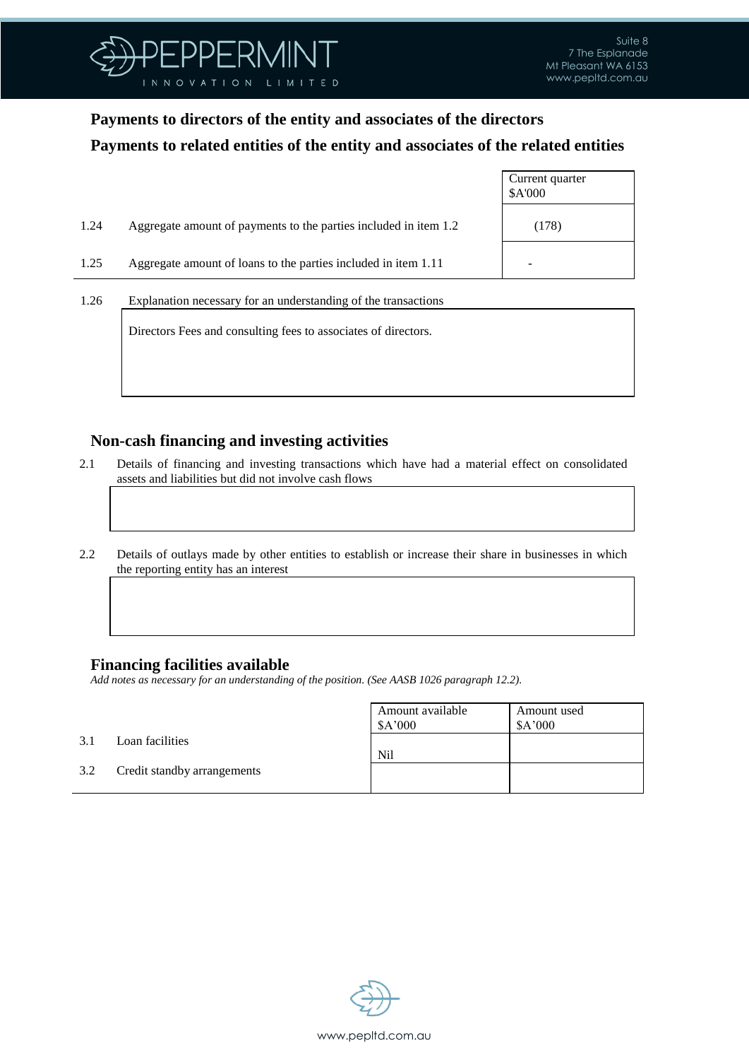## Payments to directors of the entity and associates of the directors

## Payments to related entities of the entity and associates of the related entities

| | | Current quarter $A'000 |
|---|---|---|
| 1.24 | Aggregate amount of payments to the parties included in item 1.2 | (178) |
| 1.25 | Aggregate amount of loans to the parties included in item 1.11 | - |

1.26 Explanation necessary for an understanding of the transactions

Directors Fees and consulting fees to associates of directors.

## Non-cash financing and investing activities

2.1 Details of financing and investing transactions which have had a material effect on consolidated assets and liabilities but did not involve cash flows

2.2 Details of outlays made by other entities to establish or increase their share in businesses in which the reporting entity has an interest

## Financing facilities available

*Add notes as necessary for an understanding of the position. (See AASB 1026 paragraph 12.2).*

| | | Amount available $A'000 | Amount used $A'000 |
|---|---|---|---|
| 3.1 | Loan facilities | Nil | |
| 3.2 | Credit standby arrangements | | |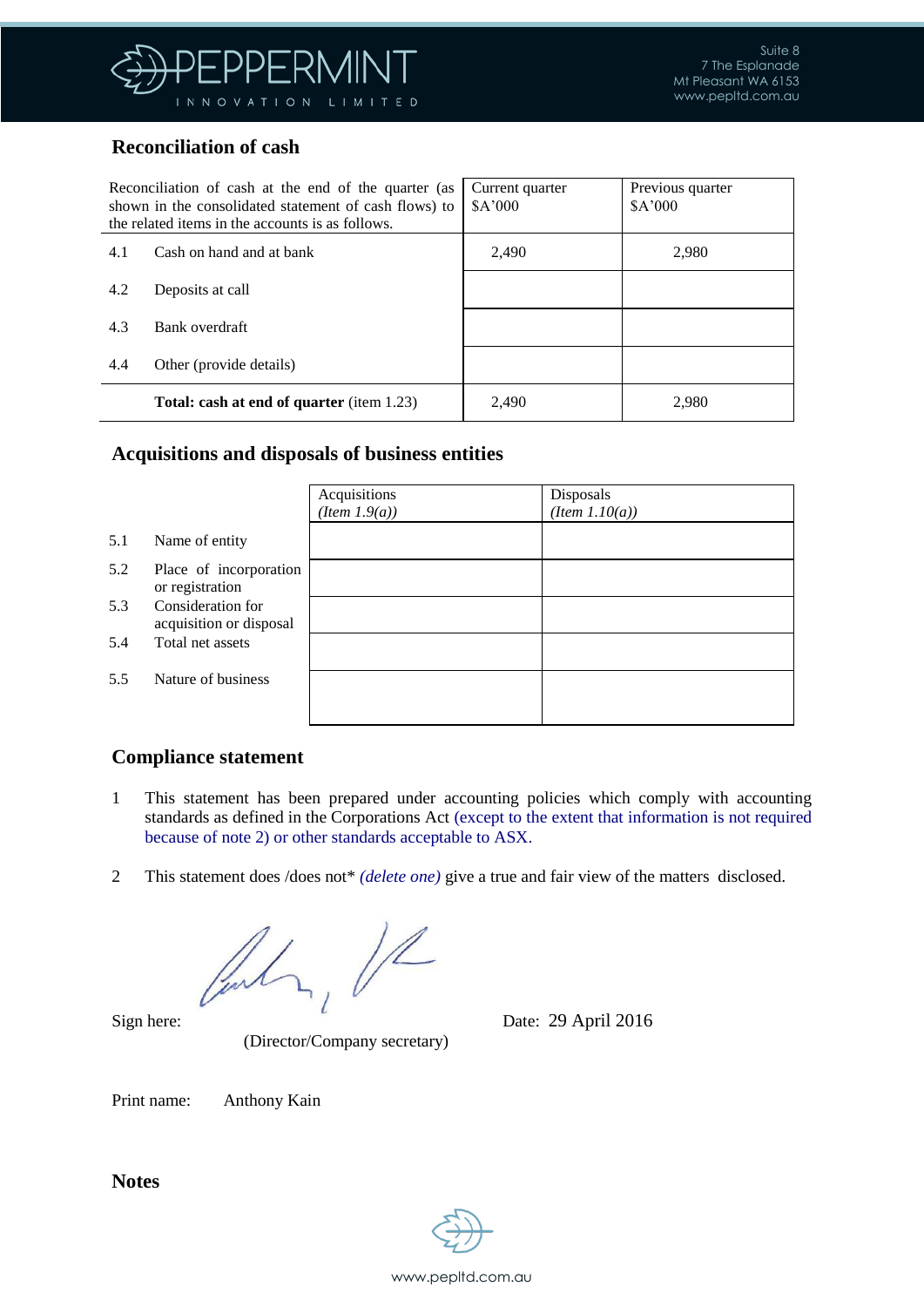## Reconciliation of cash

| Reconciliation of cash at the end of the quarter (as shown in the consolidated statement of cash flows) to the related items in the accounts is as follows. | Current quarter $A'000 | Previous quarter $A'000 |
|---|---|---|
| 4.1 Cash on hand and at bank | 2,490 | 2,980 |
| 4.2 Deposits at call | | |
| 4.3 Bank overdraft | | |
| 4.4 Other (provide details) | | |
| **Total: cash at end of quarter** (item 1.23) | 2,490 | 2,980 |

## Acquisitions and disposals of business entities

| | Acquisitions *(Item 1.9(a))* | Disposals *(Item 1.10(a))* |
|---|---|---|
| 5.1 Name of entity | | |
| 5.2 Place of incorporation or registration | | |
| 5.3 Consideration for acquisition or disposal | | |
| 5.4 Total net assets | | |
| 5.5 Nature of business | | |

## Compliance statement

1 This statement has been prepared under accounting policies which comply with accounting standards as defined in the Corporations Act (except to the extent that information is not required because of note 2) or other standards acceptable to ASX.

2 This statement does /does not* *(delete one)* give a true and fair view of the matters disclosed.

Sign here: (Director/Company secretary) Date: 29 April 2016

Print name: Anthony Kain

## Notes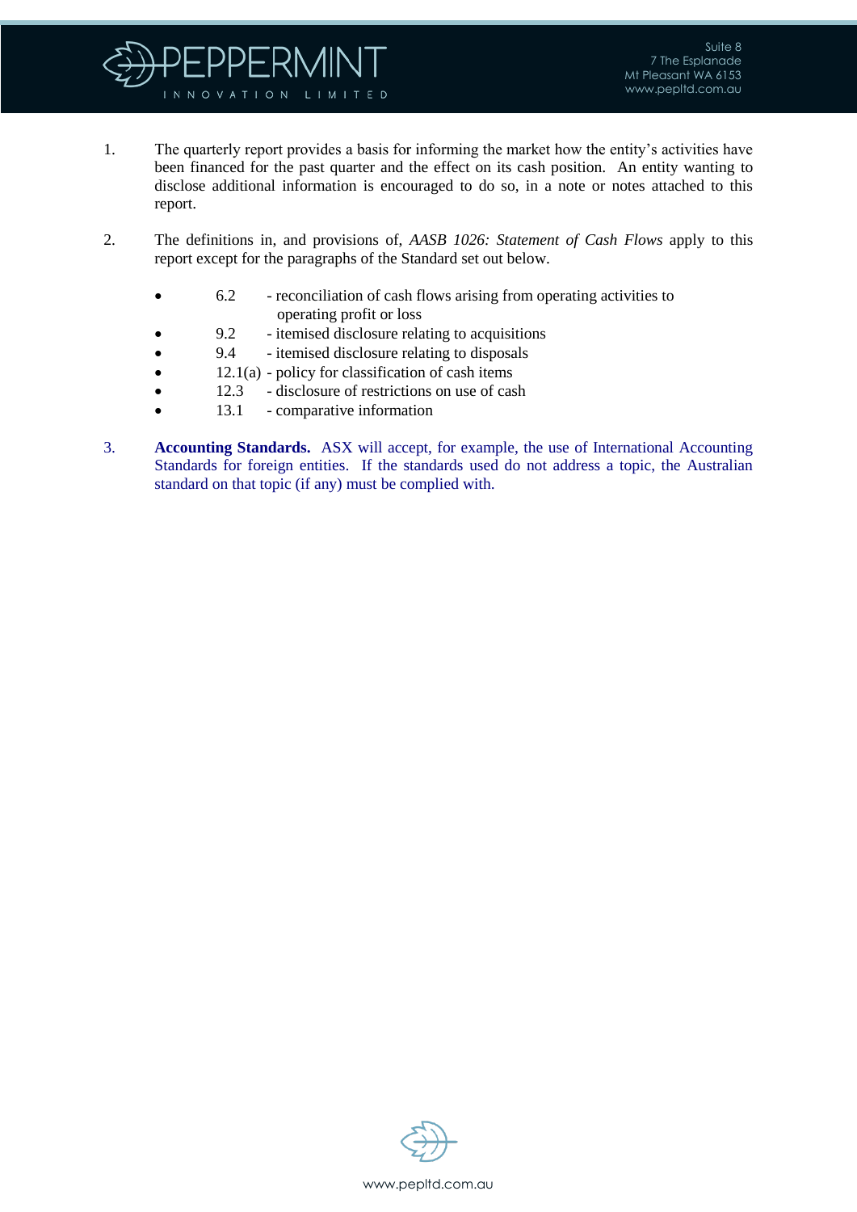1. The quarterly report provides a basis for informing the market how the entity's activities have been financed for the past quarter and the effect on its cash position. An entity wanting to disclose additional information is encouraged to do so, in a note or notes attached to this report.

2. The definitions in, and provisions of, *AASB 1026: Statement of Cash Flows* apply to this report except for the paragraphs of the Standard set out below.

   - 6.2 - reconciliation of cash flows arising from operating activities to operating profit or loss
   - 9.2 - itemised disclosure relating to acquisitions
   - 9.4 - itemised disclosure relating to disposals
   - 12.1(a) - policy for classification of cash items
   - 12.3 - disclosure of restrictions on use of cash
   - 13.1 - comparative information

3. **Accounting Standards.** ASX will accept, for example, the use of International Accounting Standards for foreign entities. If the standards used do not address a topic, the Australian standard on that topic (if any) must be complied with.